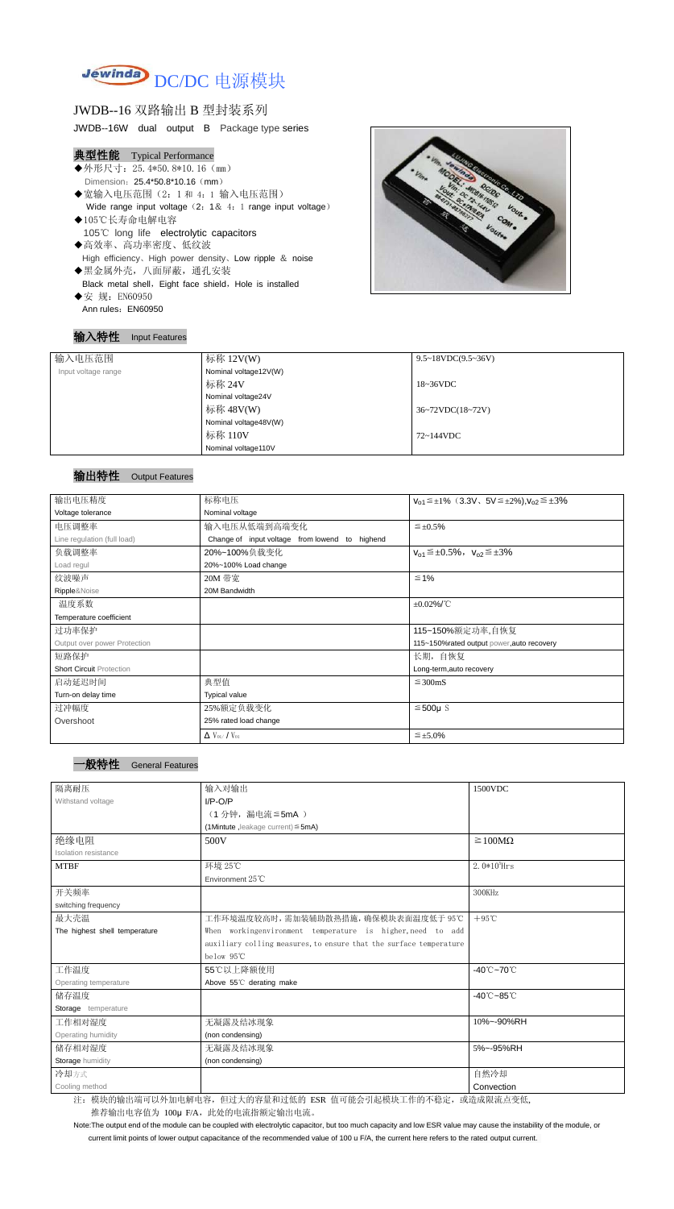# Jewinda DC/DC 电源模块

## JWDB--16 双路输出 B 型封装系列

JWDB--16W dual output B Package type series

### 典型性能 Typical Performance

- ◆外形尺寸：25.4\*50.8\*10.16（mm）
  Dimension: 25.4\*50.8\*10.16（mm）
- ◆宽输入电压范围（2：1 和 4：1 输入电压范围）
  Wide range input voltage（2：1& 4：1 range input voltage）
- ◆105℃长寿命电解电容
  105℃ long life electrolytic capacitors
- ◆高效率、高功率密度、低纹波
  High efficiency、High power density、Low ripple & noise
- ◆黑金属外壳，八面屏蔽，通孔安装
  Black metal shell，Eight face shield，Hole is installed
- ◆安 规：EN60950
  Ann rules：EN60950

### 输入特性 Input Features

| | | |
|---|---|---|
| 输入电压范围<br>Input voltage range | 标称 12V(W)<br>Nominal voltage12V(W) | 9.5~18VDC(9.5~36V) |
| | 标称 24V<br>Nominal voltage24V | 18~36VDC |
| | 标称 48V(W)<br>Nominal voltage48V(W) | 36~72VDC(18~72V) |
| | 标称 110V<br>Nominal voltage110V | 72~144VDC |

### 输出特性 Output Features

| | | |
|---|---|---|
| 输出电压精度<br>Voltage tolerance | 标称电压<br>Nominal voltage | $V_{01}$≦±1%（3.3V、5V≦±2%),$V_{02}$≦±3% |
| 电压调整率<br>Line regulation (full load) | 输入电压从低端到高端变化<br>Change of input voltage from lowend to highend | ≦±0.5% |
| 负载调整率<br>Load regul | 20%~100%负载变化<br>20%~100% Load change | $V_{01}$≦±0.5%，$V_{02}$≦±3% |
| 纹波噪声<br>Ripple&Noise | 20M 带宽<br>20M Bandwidth | ≦1% |
| 温度系数<br>Temperature coefficient | | ±0.02%/℃ |
| 过功率保护<br>Output over power Protection | | 115~150%额定功率,自恢复<br>115~150%rated output power,auto recovery |
| 短路保护<br>Short Circuit Protection | | 长期，自恢复<br>Long-term,auto recovery |
| 启动延迟时间<br>Turn-on delay time | 典型值<br>Typical value | ≦300mS |
| 过冲幅度<br>Overshoot | 25%额定负载变化<br>25% rated load change | ≦500μ S |
| | $\Delta V_{01}/V_{01}$ | ≦±5.0% |

### 一般特性 General Features

| | | |
|---|---|---|
| 隔离耐压<br>Withstand voltage | 输入对输出<br>I/P-O/P<br>（1 分钟，漏电流≦5mA ）<br>(1Mintute ,leakage current)≦5mA) | 1500VDC |
| 绝缘电阻<br>Isolation resistance | 500V | ≧100MΩ |
| MTBF | 环境 25℃<br>Environment 25℃ | 2.0\*10⁵Hrs |
| 开关频率<br>switching frequency | | 300KHz |
| 最大壳温<br>The highest shell temperature | 工作环境温度较高时，需加装辅助散热措施，确保模块表面温度低于 95℃<br>When workingenvironment temperature is higher,need to add auxiliary colling measures,to ensure that the surface temperature below 95℃ | +95℃ |
| 工作温度<br>Operating temperature | 55℃以上降额使用<br>Above 55℃ derating make | -40℃~70℃ |
| 储存温度<br>Storage temperature | | -40℃~85℃ |
| 工作相对湿度<br>Operating humidity | 无凝露及结冰现象<br>(non condensing) | 10%~-90%RH |
| 储存相对湿度<br>Storage humidity | 无凝露及结冰现象<br>(non condensing) | 5%~-95%RH |
| 冷却方式<br>Cooling method | | 自然冷却<br>Convection |

注：模块的输出端可以外加电解电容，但过大的容量和过低的 ESR 值可能会引起模块工作的不稳定，或造成限流点变低，推荐输出电容值为 100μ F/A，此处的电流指额定输出电流。

Note:The output end of the module can be coupled with electrolytic capacitor, but too much capacity and low ESR value may cause the instability of the module, or current limit points of lower output capacitance of the recommended value of 100 u F/A, the current here refers to the rated output current.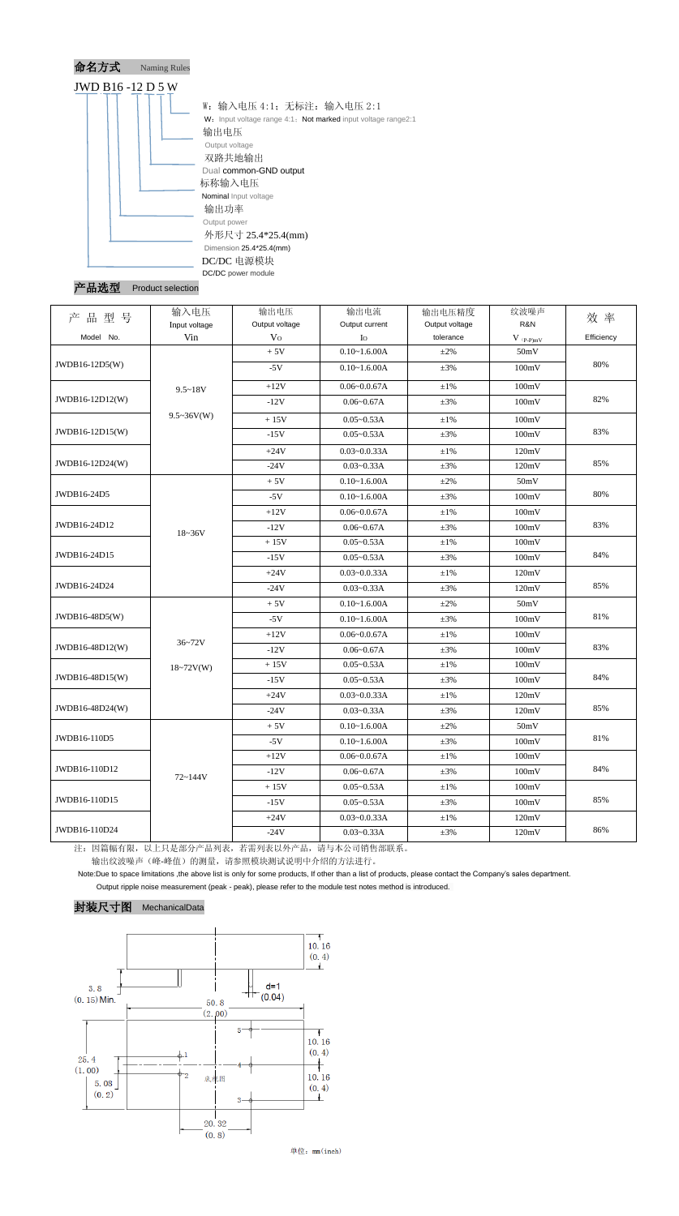## 命名方式 Naming Rules

JWD B16 -12 D 5 W

- W：输入电压 4:1；无标注：输入电压 2:1
  W：Input voltage range 4:1；**Not marked** input voltage range2:1
- 输出电压
  Output voltage
- 双路共地输出
  Dual common-GND output
- 标称输入电压
  Nominal Input voltage
- 输出功率
  Output power
- 外形尺寸 25.4*25.4(mm)
  Dimension 25.4*25.4(mm)
- DC/DC 电源模块
  DC/DC power module

## 产品选型 Product selection

| 产品型号<br>Model No. | 输入电压<br>Input voltage<br>Vin | 输出电压<br>Output voltage<br>$V_O$ | 输出电流<br>Output current<br>$I_O$ | 输出电压精度<br>Output voltage<br>tolerance | 纹波噪声<br>R&N<br>$V_{(P-P)mV}$ | 效率<br>Efficiency |
|---|---|---|---|---|---|---|
| JWDB16-12D5(W) | 9.5~18V<br>9.5~36V(W) | + 5V | 0.10~1.60A | ±2% | 50mV | 80% |
| | | -5V | 0.10~1.60A | ±3% | 100mV | |
| JWDB16-12D12(W) | | +12V | 0.06~0.67A | ±1% | 100mV | 82% |
| | | -12V | 0.06~0.67A | ±3% | 100mV | |
| JWDB16-12D15(W) | | + 15V | 0.05~0.53A | ±1% | 100mV | 83% |
| | | -15V | 0.05~0.53A | ±3% | 100mV | |
| JWDB16-12D24(W) | | +24V | 0.03~0.33A | ±1% | 120mV | 85% |
| | | -24V | 0.03~0.33A | ±3% | 120mV | |
| JWDB16-24D5 | 18~36V | + 5V | 0.10~1.60A | ±2% | 50mV | 80% |
| | | -5V | 0.10~1.60A | ±3% | 100mV | |
| JWDB16-24D12 | | +12V | 0.06~0.67A | ±1% | 100mV | 83% |
| | | -12V | 0.06~0.67A | ±3% | 100mV | |
| JWDB16-24D15 | | + 15V | 0.05~0.53A | ±1% | 100mV | 84% |
| | | -15V | 0.05~0.53A | ±3% | 100mV | |
| JWDB16-24D24 | | +24V | 0.03~0.33A | ±1% | 120mV | 85% |
| | | -24V | 0.03~0.33A | ±3% | 120mV | |
| JWDB16-48D5(W) | 36~72V<br>18~72V(W) | + 5V | 0.10~1.60A | ±2% | 50mV | 81% |
| | | -5V | 0.10~1.60A | ±3% | 100mV | |
| JWDB16-48D12(W) | | +12V | 0.06~0.67A | ±1% | 100mV | 83% |
| | | -12V | 0.06~0.67A | ±3% | 100mV | |
| JWDB16-48D15(W) | | + 15V | 0.05~0.53A | ±1% | 100mV | 84% |
| | | -15V | 0.05~0.53A | ±3% | 100mV | |
| JWDB16-48D24(W) | | +24V | 0.03~0.33A | ±1% | 120mV | 85% |
| | | -24V | 0.03~0.33A | ±3% | 120mV | |
| JWDB16-110D5 | 72~144V | + 5V | 0.10~1.60A | ±2% | 50mV | 81% |
| | | -5V | 0.10~1.60A | ±3% | 100mV | |
| JWDB16-110D12 | | +12V | 0.06~0.67A | ±1% | 100mV | 84% |
| | | -12V | 0.06~0.67A | ±3% | 100mV | |
| JWDB16-110D15 | | + 15V | 0.05~0.53A | ±1% | 100mV | 85% |
| | | -15V | 0.05~0.53A | ±3% | 100mV | |
| JWDB16-110D24 | | +24V | 0.03~0.33A | ±1% | 120mV | 86% |
| | | -24V | 0.03~0.33A | ±3% | 120mV | |

注：因篇幅有限，以上只是部分产品列表，若需列表以外产品，请与本公司销售部联系。
输出纹波噪声（峰-峰值）的测量，请参照模块测试说明中介绍的方法进行。

Note:Due to space limitations ,the above list is only for some products, If other than a list of products, please contact the Company's sales department.
Output ripple noise measurement (peak - peak), please refer to the module test notes method is introduced.

## 封装尺寸图 MechanicalData

10.16 (0.4)
3.8 (0.15) Min.
d=1 (0.04)
50.8 (2.00)
25.4 (1.00)
5.08 (0.2)
10.16 (0.4)
10.16 (0.4)
20.32 (0.8)
1 2 3 4 5
底视图

单位：mm(inch)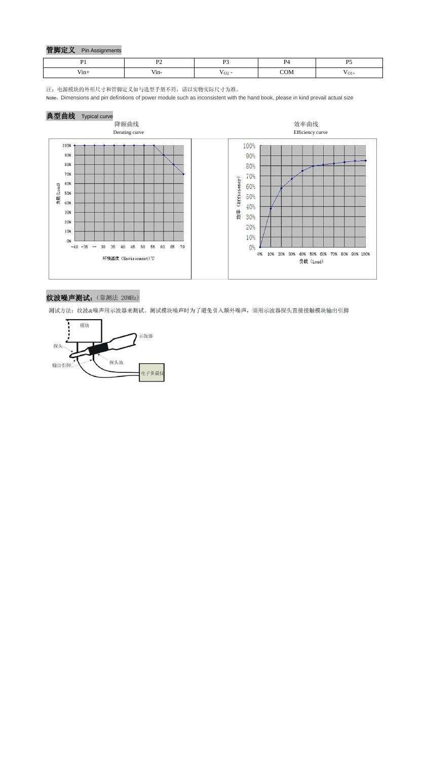## 管脚定义 Pin Assignments

| P1 | P2 | P3 | P4 | P5 |
|---|---|---|---|---|
| Vin+ | Vin- | $V_{O2}$ - | COM | $V_{O1+}$ |

注：电源模块的外形尺寸和管脚定义如与选型手册不符，请以实物实际尺寸为准。

Note：Dimensions and pin definitions of power module such as inconsistent with the hand book, please in kind prevail actual size

## 典型曲线 Typical curve

降额曲线
Derating curve

100%
90%
80%
70%
60%
50%
40%
30%
20%
10%
0%
负载(Load)
-40 -35 ··· 30 35 40 45 50 55 60 65 70
环境温度 (Environment)℃

效率曲线
Efficiency curve

100%
90%
80%
70%
60%
50%
40%
30%
20%
10%
0%
效率 (Efficiency)
0% 10% 20% 30% 40% 50% 60% 70% 80% 90% 100%
负载 (Load)

## 纹波噪声测试：（靠测法 20MHz）

测试方法：纹波&噪声用示波器来测试。测试模块噪声时为了避免引入额外噪声，须用示波器探头直接接触模块输出引脚

模块
示波器
探头
输出引脚
探头地
电子负载仪